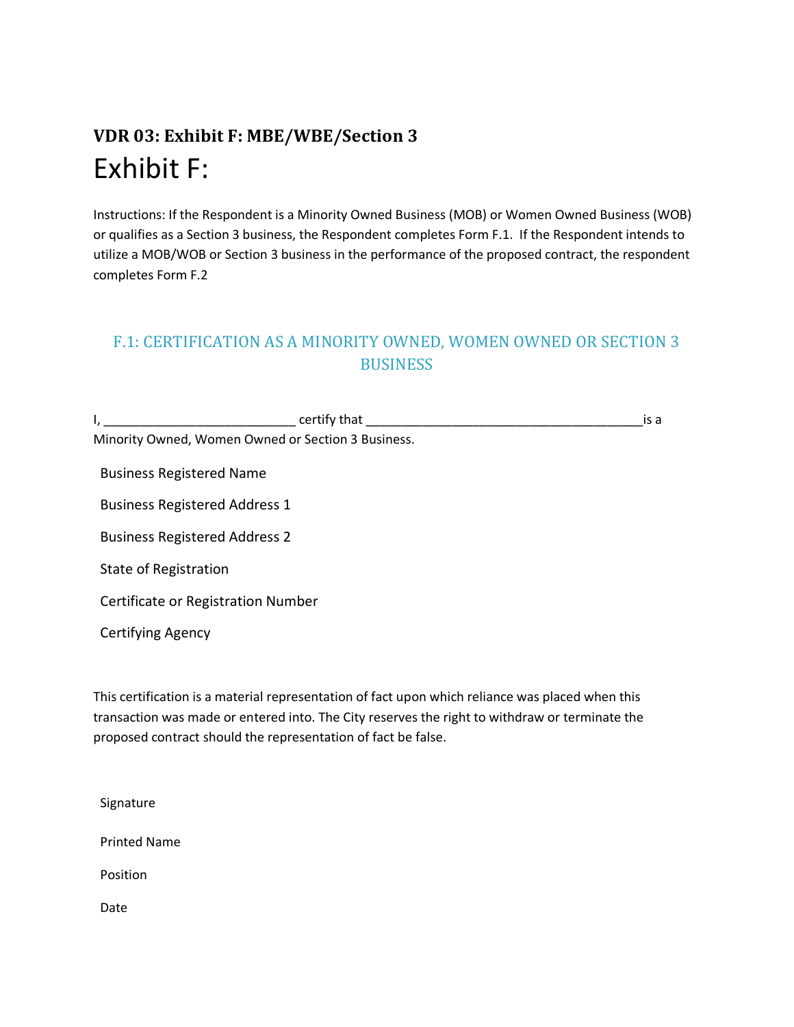### VDR 03: Exhibit F: MBE/WBE/Section 3

# Exhibit F:

Instructions: If the Respondent is a Minority Owned Business (MOB) or Women Owned Business (WOB) or qualifies as a Section 3 business, the Respondent completes Form F.1. If the Respondent intends to utilize a MOB/WOB or Section 3 business in the performance of the proposed contract, the respondent completes Form F.2

## F.1: CERTIFICATION AS A MINORITY OWNED, WOMEN OWNED OR SECTION 3 BUSINESS

I, __________________________ certify that ______________________________________is a Minority Owned, Women Owned or Section 3 Business.

Business Registered Name

Business Registered Address 1

Business Registered Address 2

State of Registration

Certificate or Registration Number

Certifying Agency

This certification is a material representation of fact upon which reliance was placed when this transaction was made or entered into. The City reserves the right to withdraw or terminate the proposed contract should the representation of fact be false.

Signature

Printed Name

Position

Date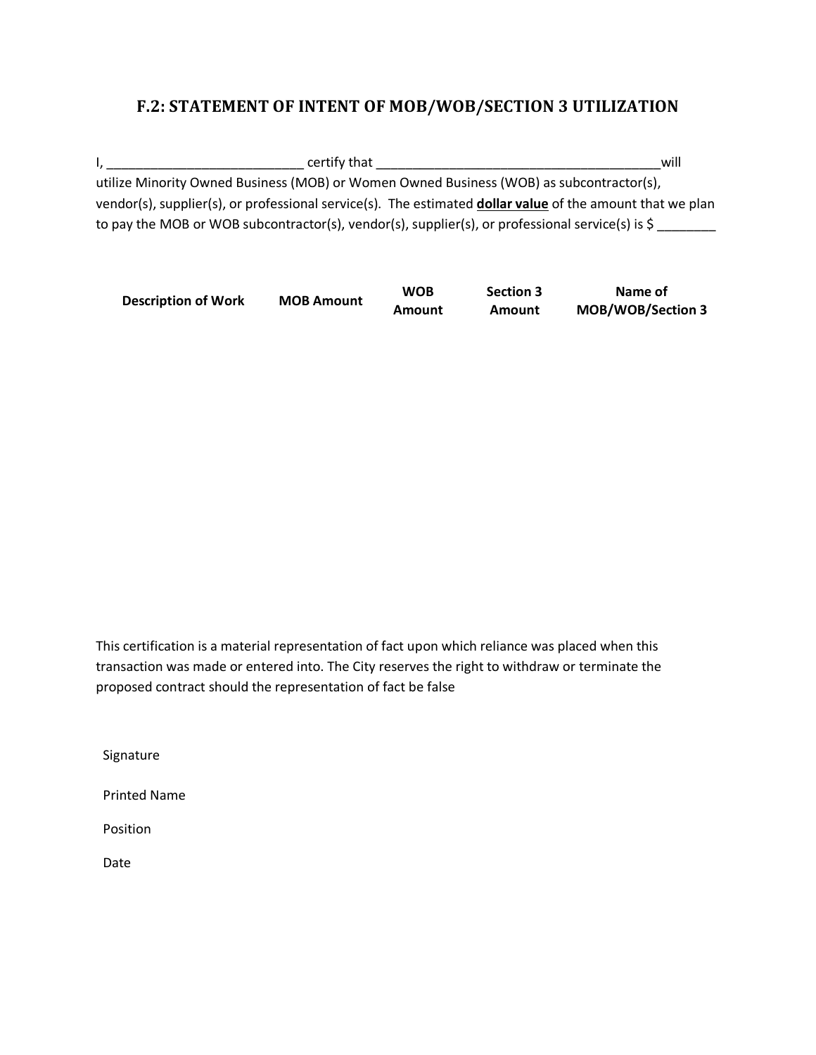## F.2: STATEMENT OF INTENT OF MOB/WOB/SECTION 3 UTILIZATION

I, ___________________________ certify that ________________________________________will utilize Minority Owned Business (MOB) or Women Owned Business (WOB) as subcontractor(s), vendor(s), supplier(s), or professional service(s). The estimated **dollar value** of the amount that we plan to pay the MOB or WOB subcontractor(s), vendor(s), supplier(s), or professional service(s) is $ ________

| Description of Work | MOB Amount | WOB Amount | Section 3 Amount | Name of MOB/WOB/Section 3 |
|---|---|---|---|---|
| | | | | |

This certification is a material representation of fact upon which reliance was placed when this transaction was made or entered into. The City reserves the right to withdraw or terminate the proposed contract should the representation of fact be false

Signature

Printed Name

Position

Date